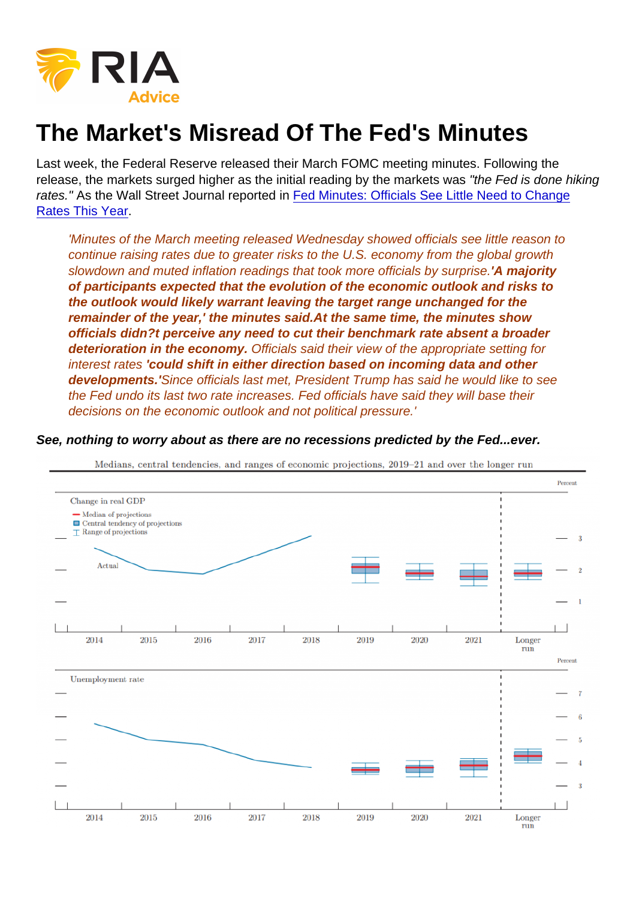# The Market's Misread Of The Fed's Minutes

Last week, the Federal Reserve released their March FOMC meeting minutes. Following the release, the markets surged higher as the initial reading by the markets was *"the Fed is done hiking rates."* As the Wall Street Journal reported in [Fed Minutes: Officials See Little Need to Change Rates This Year](#).

> *'Minutes of the March meeting released Wednesday showed officials see little reason to continue raising rates due to greater risks to the U.S. economy from the global growth slowdown and muted inflation readings that took more officials by surprise.* ***'A majority of participants expected that the evolution of the economic outlook and risks to the outlook would likely warrant leaving the target range unchanged for the remainder of the year,' the minutes said.At the same time, the minutes show officials didn?t perceive any need to cut their benchmark rate absent a broader deterioration in the economy.*** *Officials said their view of the appropriate setting for interest rates* ***'could shift in either direction based on incoming data and other developments.'****Since officials last met, President Trump has said he would like to see the Fed undo its last two rate increases. Fed officials have said they will base their decisions on the economic outlook and not political pressure.'*

***See, nothing to worry about as there are no recessions predicted by the Fed...ever.***

Medians, central tendencies, and ranges of economic projections, 2019–21 and over the longer run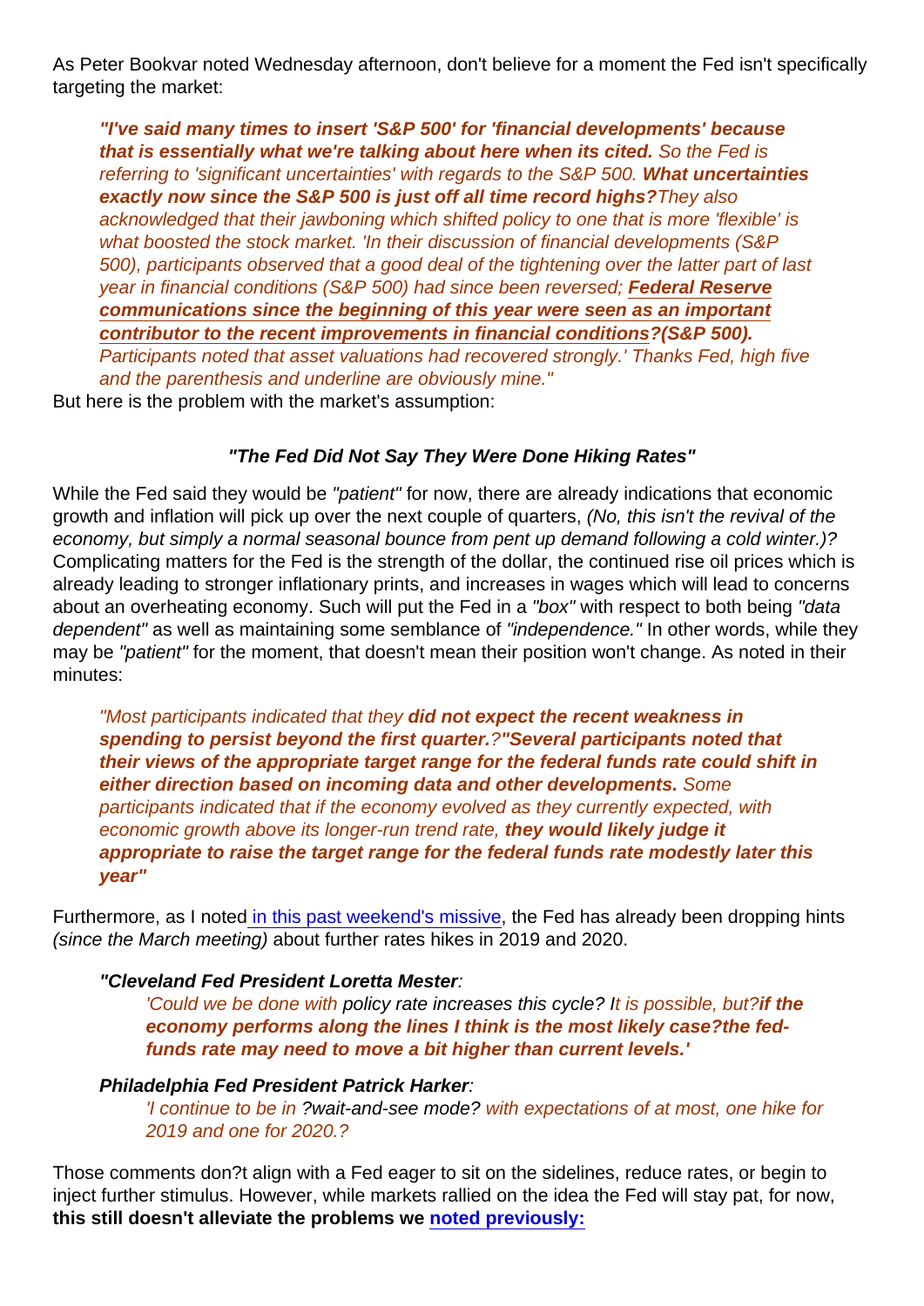As Peter Bookvar noted Wednesday afternoon, don't believe for a moment the Fed isn't specifically targeting the market:

> ***"I've said many times to insert 'S&P 500' for 'financial developments' because that is essentially what we're talking about here when its cited.*** *So the Fed is referring to 'significant uncertainties' with regards to the S&P 500.* ***What uncertainties exactly now since the S&P 500 is just off all time record highs?****They also acknowledged that their jawboning which shifted policy to one that is more 'flexible' is what boosted the stock market. 'In their discussion of financial developments (S&P 500), participants observed that a good deal of the tightening over the latter part of last year in financial conditions (S&P 500) had since been reversed;* ***Federal Reserve communications since the beginning of this year were seen as an important contributor to the recent improvements in financial conditions?(S&P 500).*** *Participants noted that asset valuations had recovered strongly.' Thanks Fed, high five and the parenthesis and underline are obviously mine."*

But here is the problem with the market's assumption:

***"The Fed Did Not Say They Were Done Hiking Rates"***

While the Fed said they would be *"patient"* for now, there are already indications that economic growth and inflation will pick up over the next couple of quarters, *(No, this isn't the revival of the economy, but simply a normal seasonal bounce from pent up demand following a cold winter.)?* Complicating matters for the Fed is the strength of the dollar, the continued rise oil prices which is already leading to stronger inflationary prints, and increases in wages which will lead to concerns about an overheating economy. Such will put the Fed in a *"box"* with respect to both being *"data dependent"* as well as maintaining some semblance of *"independence."* In other words, while they may be *"patient"* for the moment, that doesn't mean their position won't change. As noted in their minutes:

> *"Most participants indicated that they* ***did not expect the recent weakness in spending to persist beyond the first quarter.****?"****Several participants noted that their views of the appropriate target range for the federal funds rate could shift in either direction based on incoming data and other developments.*** *Some participants indicated that if the economy evolved as they currently expected, with economic growth above its longer-run trend rate,* ***they would likely judge it appropriate to raise the target range for the federal funds rate modestly later this year"***

Furthermore, as I noted in this past weekend's missive, the Fed has already been dropping hints *(since the March meeting)* about further rates hikes in 2019 and 2020.

> ***"Cleveland Fed President Loretta Mester****:*
>
> > *'Could we be done with* policy rate increases this cycle? I*t is possible, but?****if the economy performs along the lines I think is the most likely case?the fed-funds rate may need to move a bit higher than current levels.'***
>
> ***Philadelphia Fed President Patrick Harker****:*
>
> > *'I continue to be in* ?wait-and-see mode? *with expectations of at most, one hike for 2019 and one for 2020.?*

Those comments don?t align with a Fed eager to sit on the sidelines, reduce rates, or begin to inject further stimulus. However, while markets rallied on the idea the Fed will stay pat, for now, **this still doesn't alleviate the problems we noted previously:**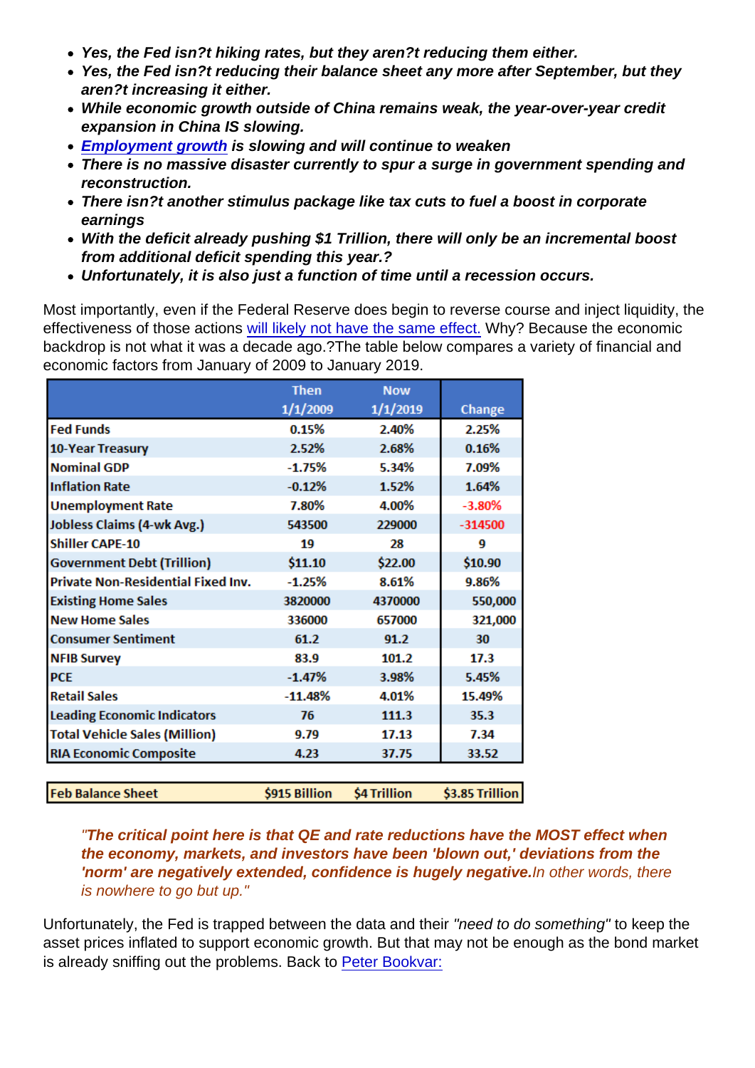- ***Yes, the Fed isn?t hiking rates, but they aren?t reducing them either.***
- ***Yes, the Fed isn?t reducing their balance sheet any more after September, but they aren?t increasing it either.***
- ***While economic growth outside of China remains weak, the year-over-year credit expansion in China IS slowing.***
- ***[Employment growth](#) is slowing and will continue to weaken***
- ***There is no massive disaster currently to spur a surge in government spending and reconstruction.***
- ***There isn?t another stimulus package like tax cuts to fuel a boost in corporate earnings***
- ***With the deficit already pushing $1 Trillion, there will only be an incremental boost from additional deficit spending this year.?***
- ***Unfortunately, it is also just a function of time until a recession occurs.***

Most importantly, even if the Federal Reserve does begin to reverse course and inject liquidity, the effectiveness of those actions [will likely not have the same effect.](#) Why? Because the economic backdrop is not what it was a decade ago.?The table below compares a variety of financial and economic factors from January of 2009 to January 2019.

| | Then 1/1/2009 | Now 1/1/2019 | Change |
|---|---|---|---|
| Fed Funds | 0.15% | 2.40% | 2.25% |
| 10-Year Treasury | 2.52% | 2.68% | 0.16% |
| Nominal GDP | -1.75% | 5.34% | 7.09% |
| Inflation Rate | -0.12% | 1.52% | 1.64% |
| Unemployment Rate | 7.80% | 4.00% | -3.80% |
| Jobless Claims (4-wk Avg.) | 543500 | 229000 | -314500 |
| Shiller CAPE-10 | 19 | 28 | 9 |
| Government Debt (Trillion) | $11.10 | $22.00 | $10.90 |
| Private Non-Residential Fixed Inv. | -1.25% | 8.61% | 9.86% |
| Existing Home Sales | 3820000 | 4370000 | 550,000 |
| New Home Sales | 336000 | 657000 | 321,000 |
| Consumer Sentiment | 61.2 | 91.2 | 30 |
| NFIB Survey | 83.9 | 101.2 | 17.3 |
| PCE | -1.47% | 3.98% | 5.45% |
| Retail Sales | -11.48% | 4.01% | 15.49% |
| Leading Economic Indicators | 76 | 111.3 | 35.3 |
| Total Vehicle Sales (Million) | 9.79 | 17.13 | 7.34 |
| RIA Economic Composite | 4.23 | 37.75 | 33.52 |
| Feb Balance Sheet | $915 Billion | $4 Trillion | $3.85 Trillion |

> "***The critical point here is that QE and rate reductions have the MOST effect when the economy, markets, and investors have been 'blown out,' deviations from the 'norm' are negatively extended, confidence is hugely negative.*** *In other words, there is nowhere to go but up."*

Unfortunately, the Fed is trapped between the data and their *"need to do something"* to keep the asset prices inflated to support economic growth. But that may not be enough as the bond market is already sniffing out the problems. Back to [Peter Bookvar:](#)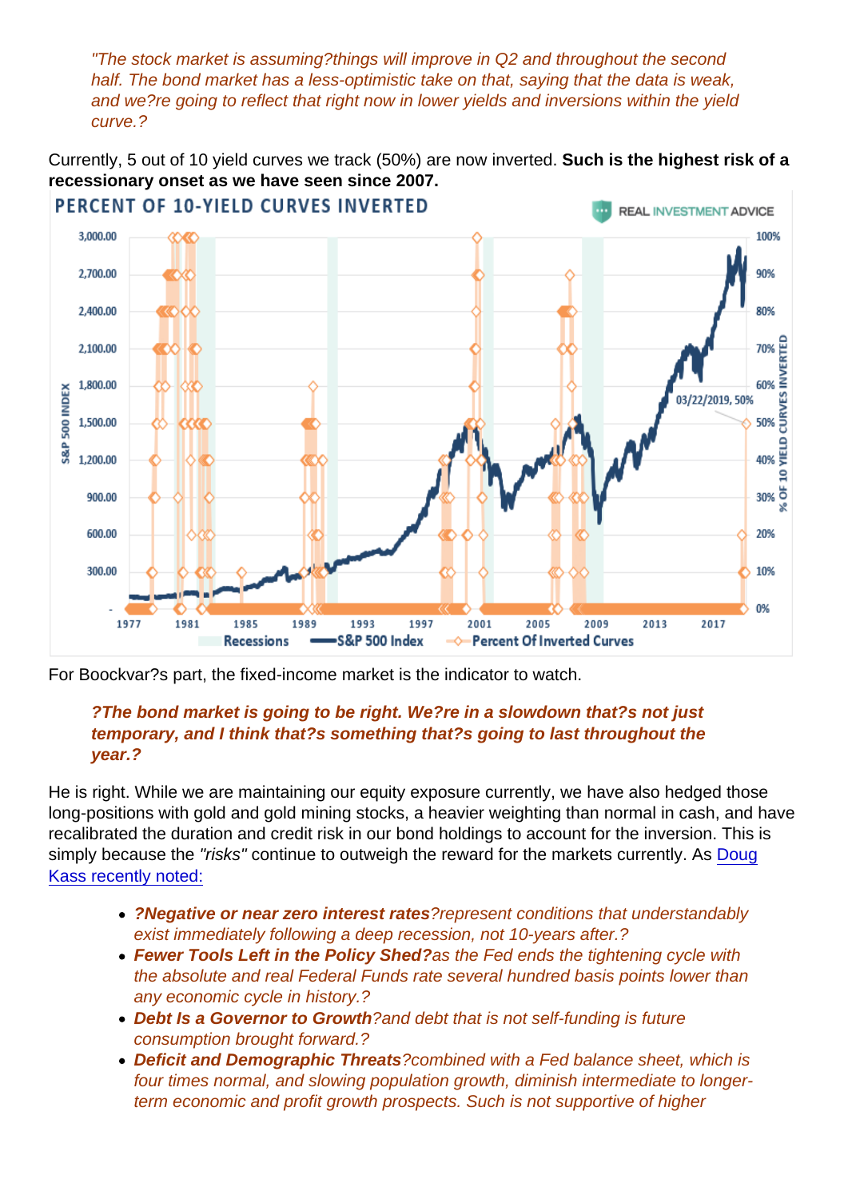> "The stock market is assuming?things will improve in Q2 and throughout the second half. The bond market has a less-optimistic take on that, saying that the data is weak, and we?re going to reflect that right now in lower yields and inversions within the yield curve.?

Currently, 5 out of 10 yield curves we track (50%) are now inverted. **Such is the highest risk of a recessionary onset as we have seen since 2007.**

For Boockvar?s part, the fixed-income market is the indicator to watch.

> **?The bond market is going to be right. We?re in a slowdown that?s not just temporary, and I think that?s something that?s going to last throughout the year.?**

He is right. While we are maintaining our equity exposure currently, we have also hedged those long-positions with gold and gold mining stocks, a heavier weighting than normal in cash, and have recalibrated the duration and credit risk in our bond holdings to account for the inversion. This is simply because the *"risks"* continue to outweigh the reward for the markets currently. As Doug Kass recently noted:

> - **?Negative or near zero interest rates**?represent conditions that understandably exist immediately following a deep recession, not 10-years after.?
> - **Fewer Tools Left in the Policy Shed?**as the Fed ends the tightening cycle with the absolute and real Federal Funds rate several hundred basis points lower than any economic cycle in history.?
> - **Debt Is a Governor to Growth**?and debt that is not self-funding is future consumption brought forward.?
> - **Deficit and Demographic Threats**?combined with a Fed balance sheet, which is four times normal, and slowing population growth, diminish intermediate to longer-term economic and profit growth prospects. Such is not supportive of higher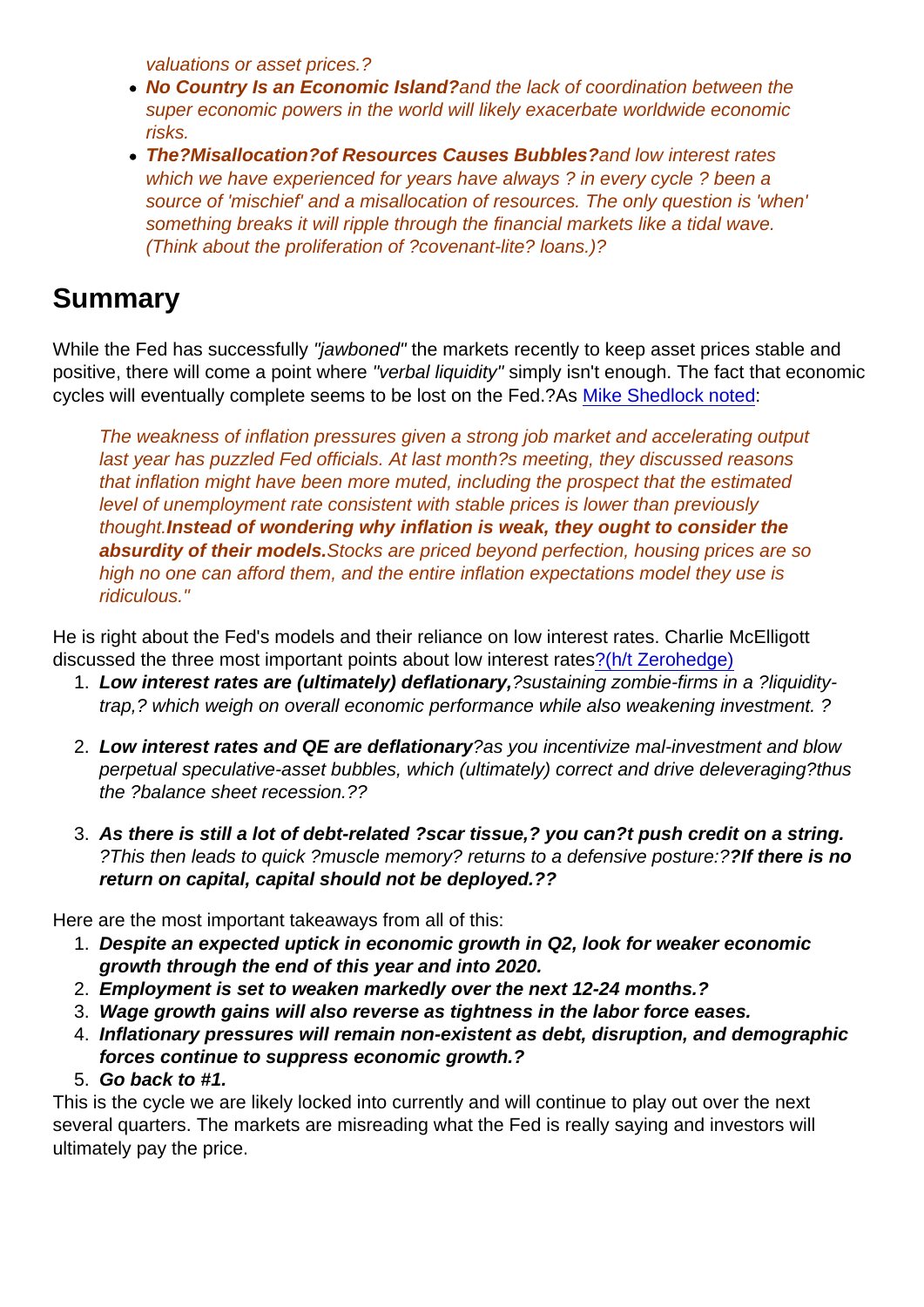valuations or asset prices.?

- ***No Country Is an Economic Island?****and the lack of coordination between the super economic powers in the world will likely exacerbate worldwide economic risks.*
- ***The?Misallocation?of Resources Causes Bubbles?****and low interest rates which we have experienced for years have always ? in every cycle ? been a source of 'mischief' and a misallocation of resources. The only question is 'when' something breaks it will ripple through the financial markets like a tidal wave. (Think about the proliferation of ?covenant-lite? loans.)?*

## Summary

While the Fed has successfully *"jawboned"* the markets recently to keep asset prices stable and positive, there will come a point where *"verbal liquidity"* simply isn't enough. The fact that economic cycles will eventually complete seems to be lost on the Fed.?As Mike Shedlock noted:

> *The weakness of inflation pressures given a strong job market and accelerating output last year has puzzled Fed officials. At last month?s meeting, they discussed reasons that inflation might have been more muted, including the prospect that the estimated level of unemployment rate consistent with stable prices is lower than previously thought.* ***Instead of wondering why inflation is weak, they ought to consider the absurdity of their models.*** *Stocks are priced beyond perfection, housing prices are so high no one can afford them, and the entire inflation expectations model they use is ridiculous."*

He is right about the Fed's models and their reliance on low interest rates. Charlie McElligott discussed the three most important points about low interest rates?(h/t Zerohedge)

1. ***Low interest rates are (ultimately) deflationary,****?sustaining zombie-firms in a ?liquidity-trap,? which weigh on overall economic performance while also weakening investment. ?*

2. ***Low interest rates and QE are deflationary****?as you incentivize mal-investment and blow perpetual speculative-asset bubbles, which (ultimately) correct and drive deleveraging?thus the ?balance sheet recession.??*

3. ***As there is still a lot of debt-related ?scar tissue,? you can?t push credit on a string.*** *?This then leads to quick ?muscle memory? returns to a defensive posture:??****If there is no return on capital, capital should not be deployed.??***

Here are the most important takeaways from all of this:

1. ***Despite an expected uptick in economic growth in Q2, look for weaker economic growth through the end of this year and into 2020.***
2. ***Employment is set to weaken markedly over the next 12-24 months.?***
3. ***Wage growth gains will also reverse as tightness in the labor force eases.***
4. ***Inflationary pressures will remain non-existent as debt, disruption, and demographic forces continue to suppress economic growth.?***
5. ***Go back to #1.***

This is the cycle we are likely locked into currently and will continue to play out over the next several quarters. The markets are misreading what the Fed is really saying and investors will ultimately pay the price.